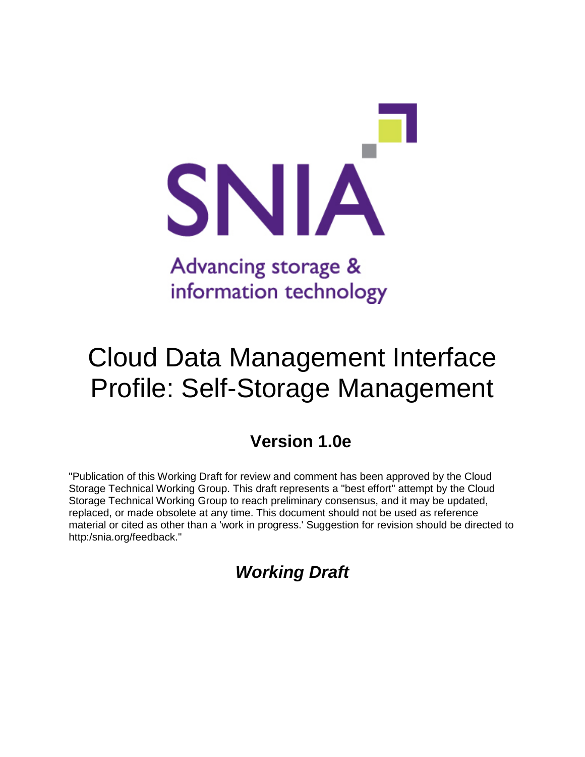SNIA

Advancing storage & information technology

# Cloud Data Management Interface Profile: Self-Storage Management

## Version 1.0e

"Publication of this Working Draft for review and comment has been approved by the Cloud Storage Technical Working Group. This draft represents a "best effort" attempt by the Cloud Storage Technical Working Group to reach preliminary consensus, and it may be updated, replaced, or made obsolete at any time. This document should not be used as reference material or cited as other than a 'work in progress.' Suggestion for revision should be directed to http:/snia.org/feedback."

## *Working Draft*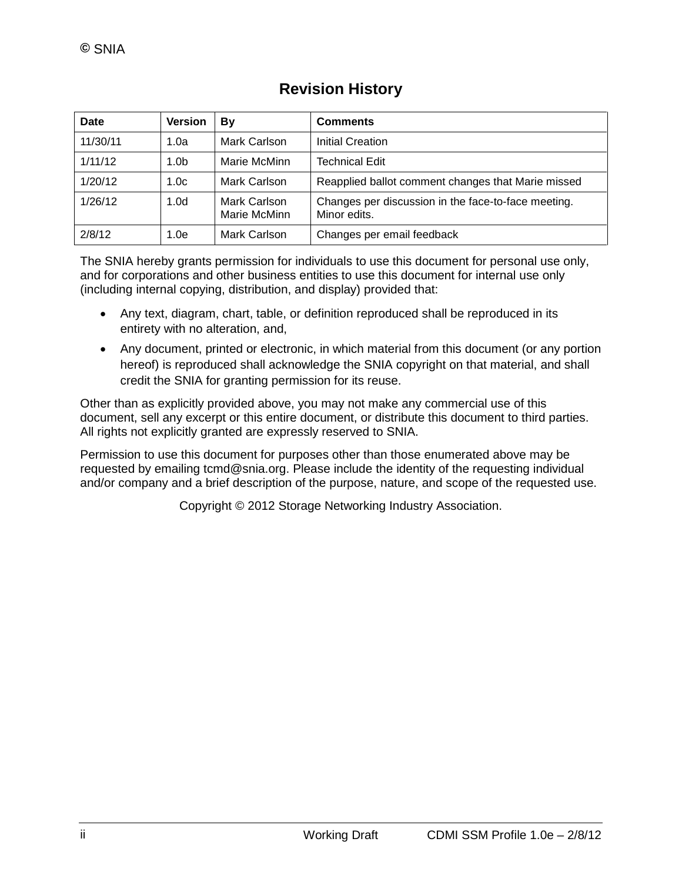## Revision History

| Date | Version | By | Comments |
| --- | --- | --- | --- |
| 11/30/11 | 1.0a | Mark Carlson | Initial Creation |
| 1/11/12 | 1.0b | Marie McMinn | Technical Edit |
| 1/20/12 | 1.0c | Mark Carlson | Reapplied ballot comment changes that Marie missed |
| 1/26/12 | 1.0d | Mark Carlson Marie McMinn | Changes per discussion in the face-to-face meeting. Minor edits. |
| 2/8/12 | 1.0e | Mark Carlson | Changes per email feedback |

The SNIA hereby grants permission for individuals to use this document for personal use only, and for corporations and other business entities to use this document for internal use only (including internal copying, distribution, and display) provided that:

- Any text, diagram, chart, table, or definition reproduced shall be reproduced in its entirety with no alteration, and,
- Any document, printed or electronic, in which material from this document (or any portion hereof) is reproduced shall acknowledge the SNIA copyright on that material, and shall credit the SNIA for granting permission for its reuse.

Other than as explicitly provided above, you may not make any commercial use of this document, sell any excerpt or this entire document, or distribute this document to third parties. All rights not explicitly granted are expressly reserved to SNIA.

Permission to use this document for purposes other than those enumerated above may be requested by emailing tcmd@snia.org. Please include the identity of the requesting individual and/or company and a brief description of the purpose, nature, and scope of the requested use.

Copyright © 2012 Storage Networking Industry Association.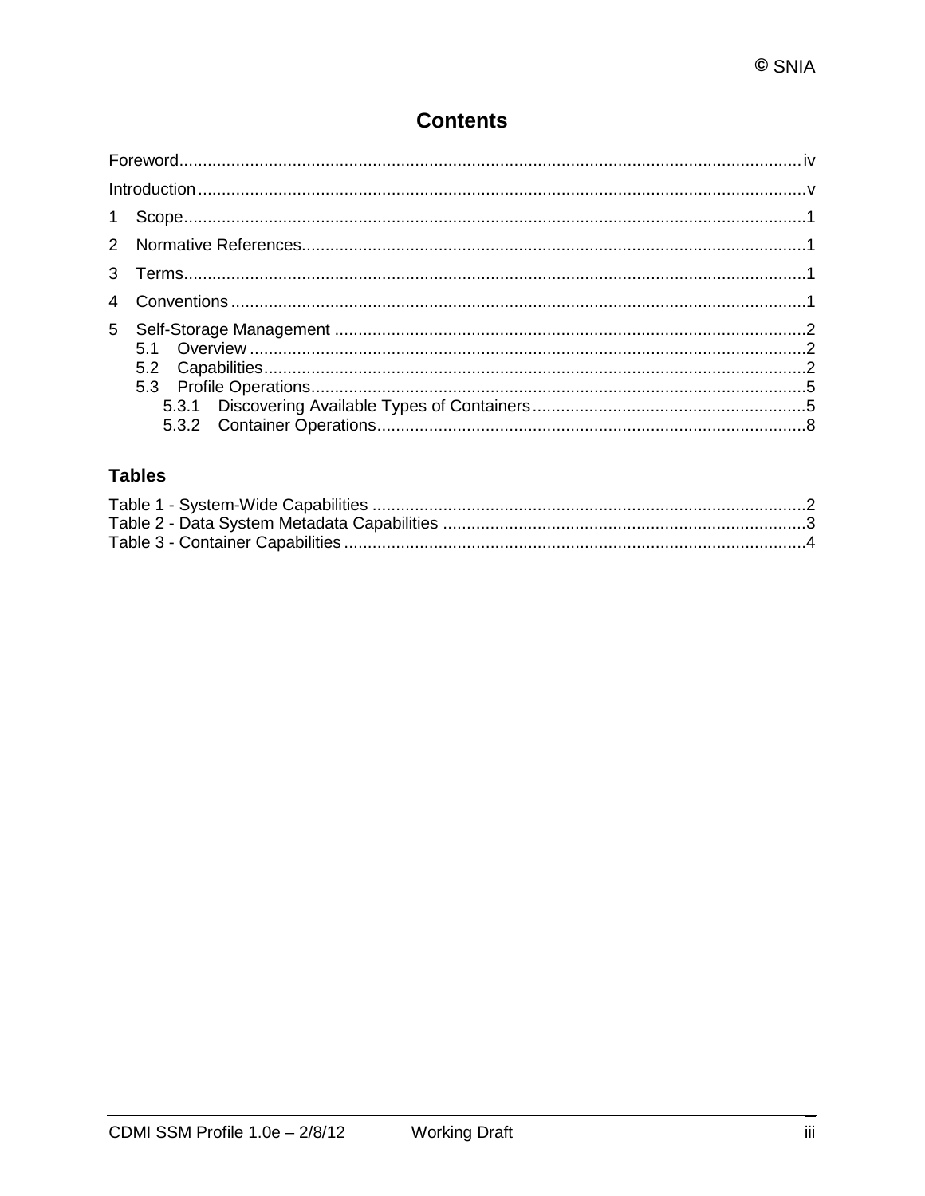# Contents

Foreword....................................................................................................................................iv

Introduction ................................................................................................................................v

1 Scope....................................................................................................................................1

2 Normative References...........................................................................................................1

3 Terms....................................................................................................................................1

4 Conventions .........................................................................................................................1

5 Self-Storage Management ....................................................................................................2
- 5.1 Overview .....................................................................................................................2
- 5.2 Capabilities..................................................................................................................2
- 5.3 Profile Operations........................................................................................................5
  - 5.3.1 Discovering Available Types of Containers..........................................................5
  - 5.3.2 Container Operations...........................................................................................8

## Tables

Table 1 - System-Wide Capabilities ............................................................................................2

Table 2 - Data System Metadata Capabilities .............................................................................3

Table 3 - Container Capabilities ..................................................................................................4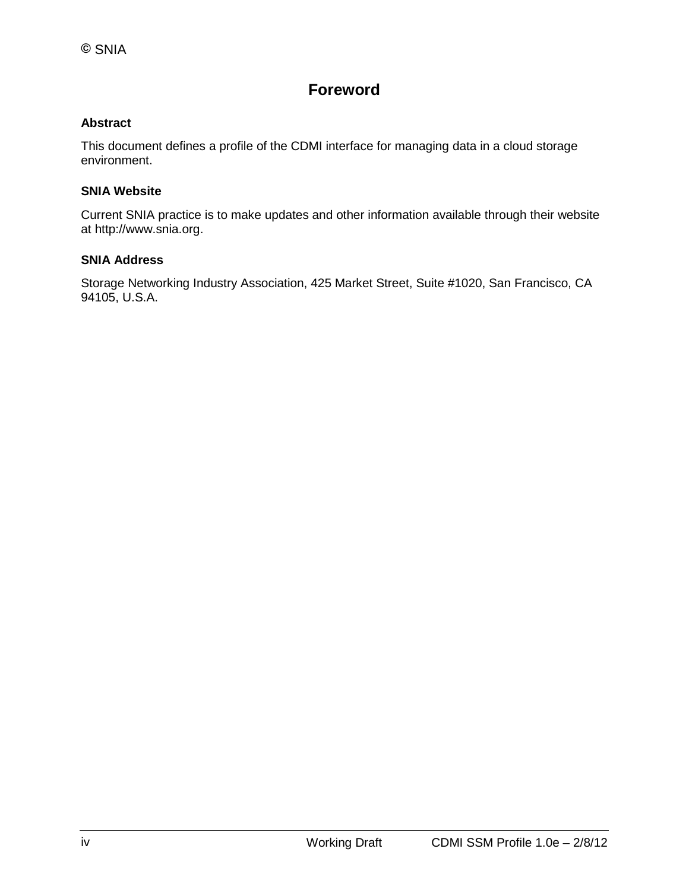# Foreword

### Abstract

This document defines a profile of the CDMI interface for managing data in a cloud storage environment.

### SNIA Website

Current SNIA practice is to make updates and other information available through their website at http://www.snia.org.

### SNIA Address

Storage Networking Industry Association, 425 Market Street, Suite #1020, San Francisco, CA 94105, U.S.A.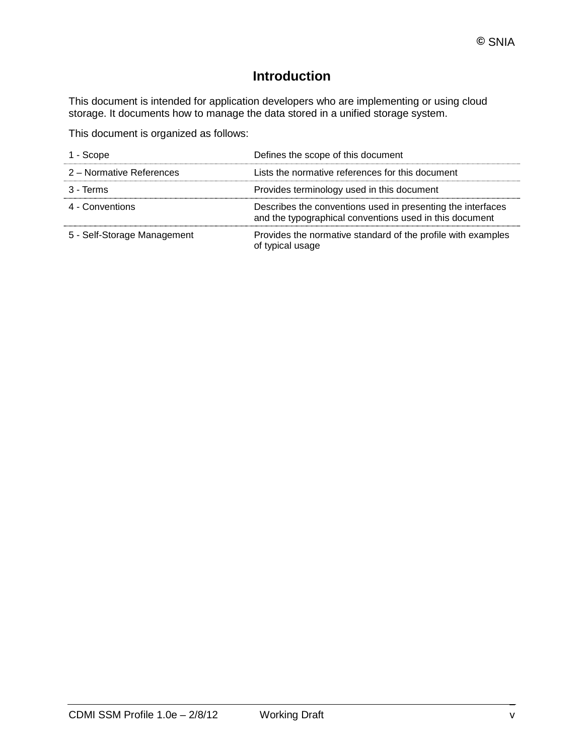# Introduction

This document is intended for application developers who are implementing or using cloud storage. It documents how to manage the data stored in a unified storage system.

This document is organized as follows:

| | |
|---|---|
| 1 - Scope | Defines the scope of this document |
| 2 – Normative References | Lists the normative references for this document |
| 3 - Terms | Provides terminology used in this document |
| 4 - Conventions | Describes the conventions used in presenting the interfaces and the typographical conventions used in this document |
| 5 - Self-Storage Management | Provides the normative standard of the profile with examples of typical usage |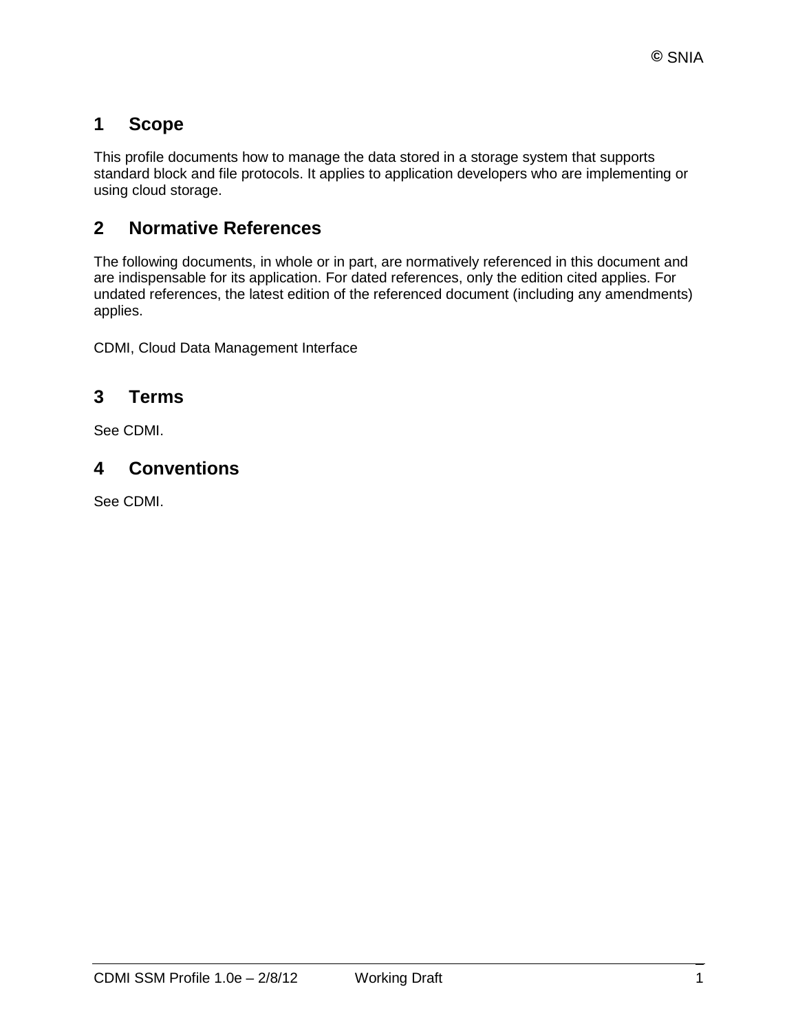# 1 Scope

This profile documents how to manage the data stored in a storage system that supports standard block and file protocols. It applies to application developers who are implementing or using cloud storage.

# 2 Normative References

The following documents, in whole or in part, are normatively referenced in this document and are indispensable for its application. For dated references, only the edition cited applies. For undated references, the latest edition of the referenced document (including any amendments) applies.

CDMI, Cloud Data Management Interface

# 3 Terms

See CDMI.

# 4 Conventions

See CDMI.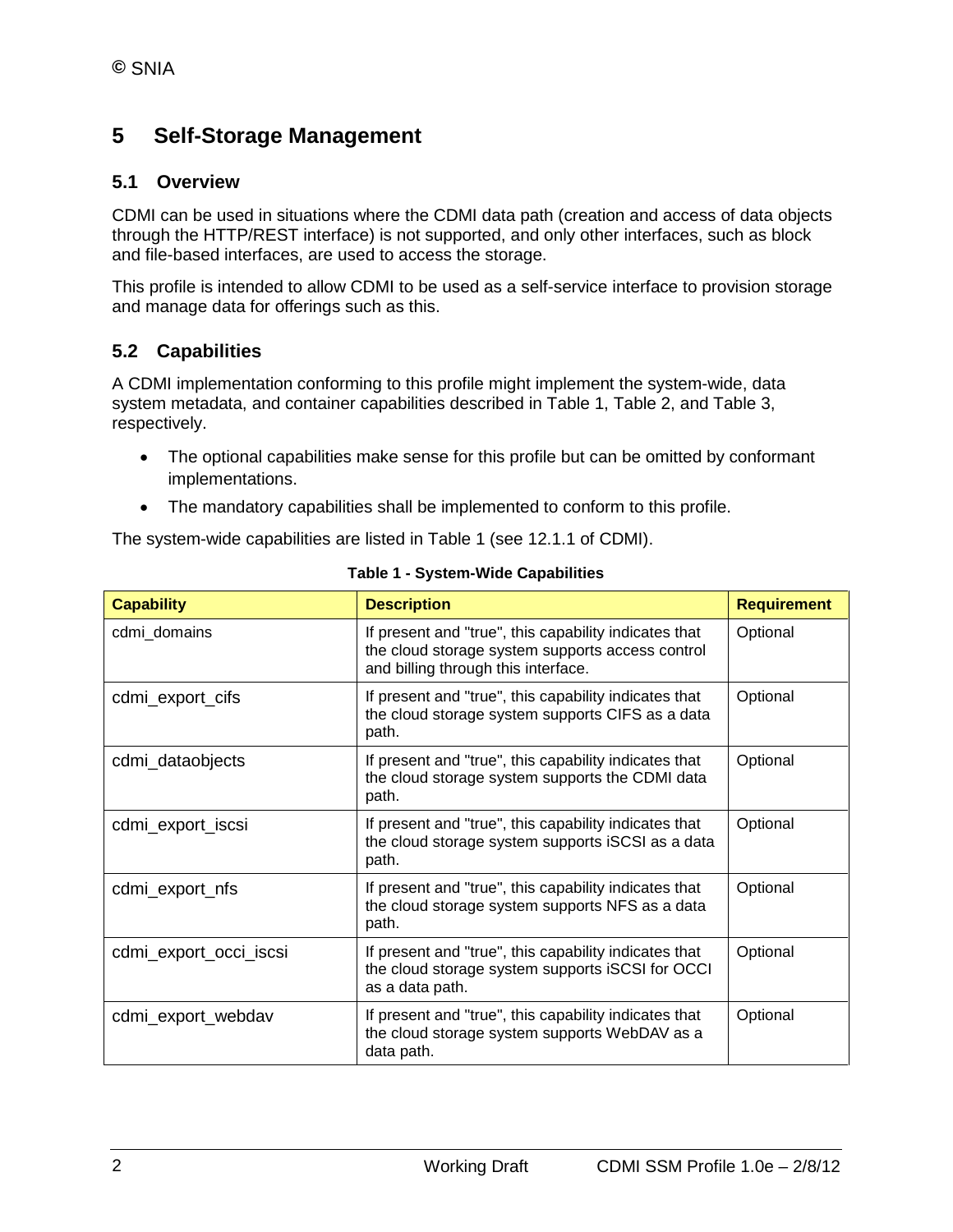# 5 Self-Storage Management

## 5.1 Overview

CDMI can be used in situations where the CDMI data path (creation and access of data objects through the HTTP/REST interface) is not supported, and only other interfaces, such as block and file-based interfaces, are used to access the storage.

This profile is intended to allow CDMI to be used as a self-service interface to provision storage and manage data for offerings such as this.

## 5.2 Capabilities

A CDMI implementation conforming to this profile might implement the system-wide, data system metadata, and container capabilities described in Table 1, Table 2, and Table 3, respectively.

- The optional capabilities make sense for this profile but can be omitted by conformant implementations.
- The mandatory capabilities shall be implemented to conform to this profile.

The system-wide capabilities are listed in Table 1 (see 12.1.1 of CDMI).

**Table 1 - System-Wide Capabilities**

| Capability | Description | Requirement |
|---|---|---|
| cdmi_domains | If present and "true", this capability indicates that the cloud storage system supports access control and billing through this interface. | Optional |
| cdmi_export_cifs | If present and "true", this capability indicates that the cloud storage system supports CIFS as a data path. | Optional |
| cdmi_dataobjects | If present and "true", this capability indicates that the cloud storage system supports the CDMI data path. | Optional |
| cdmi_export_iscsi | If present and "true", this capability indicates that the cloud storage system supports iSCSI as a data path. | Optional |
| cdmi_export_nfs | If present and "true", this capability indicates that the cloud storage system supports NFS as a data path. | Optional |
| cdmi_export_occi_iscsi | If present and "true", this capability indicates that the cloud storage system supports iSCSI for OCCI as a data path. | Optional |
| cdmi_export_webdav | If present and "true", this capability indicates that the cloud storage system supports WebDAV as a data path. | Optional |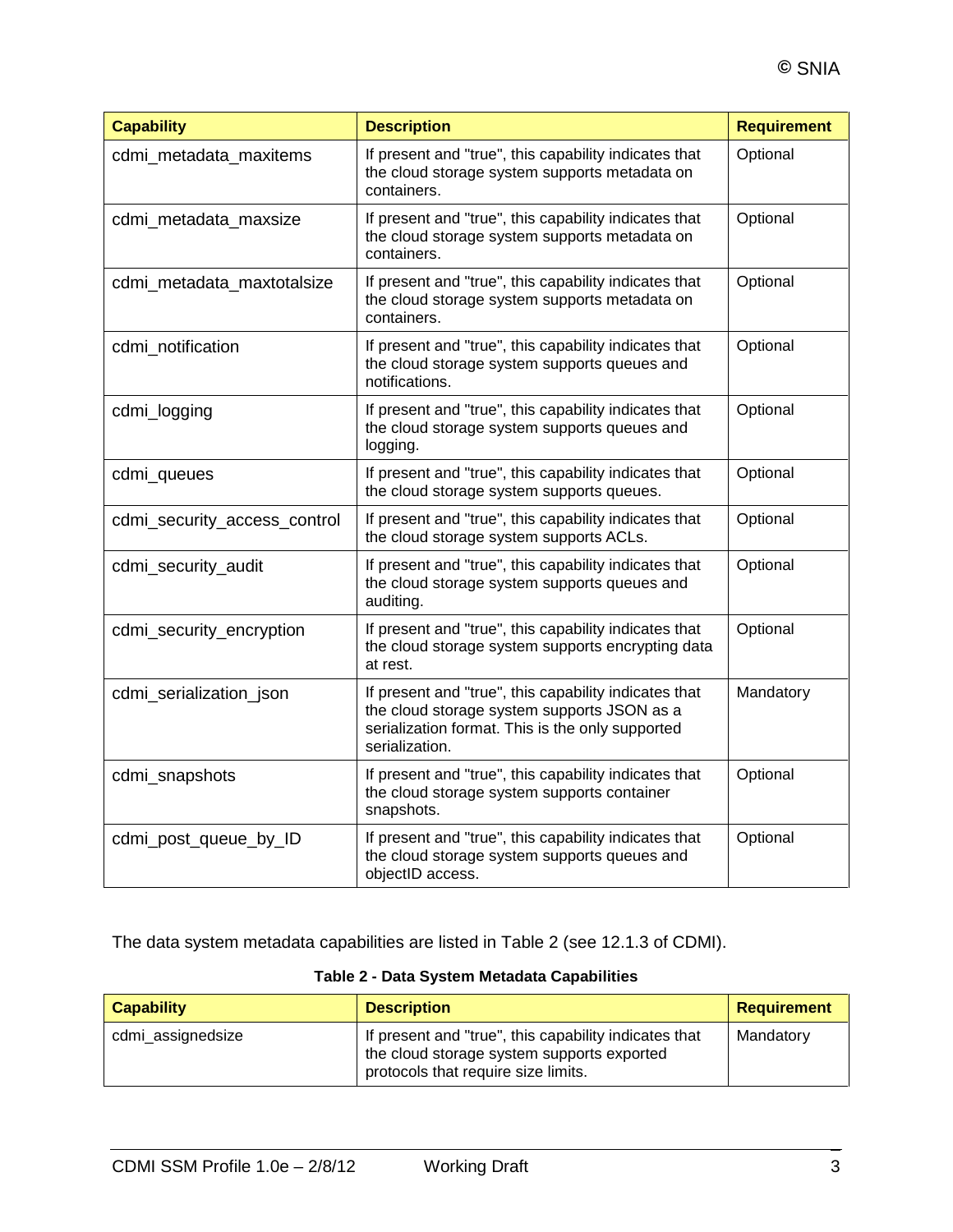| Capability | Description | Requirement |
|---|---|---|
| cdmi_metadata_maxitems | If present and "true", this capability indicates that the cloud storage system supports metadata on containers. | Optional |
| cdmi_metadata_maxsize | If present and "true", this capability indicates that the cloud storage system supports metadata on containers. | Optional |
| cdmi_metadata_maxtotalsize | If present and "true", this capability indicates that the cloud storage system supports metadata on containers. | Optional |
| cdmi_notification | If present and "true", this capability indicates that the cloud storage system supports queues and notifications. | Optional |
| cdmi_logging | If present and "true", this capability indicates that the cloud storage system supports queues and logging. | Optional |
| cdmi_queues | If present and "true", this capability indicates that the cloud storage system supports queues. | Optional |
| cdmi_security_access_control | If present and "true", this capability indicates that the cloud storage system supports ACLs. | Optional |
| cdmi_security_audit | If present and "true", this capability indicates that the cloud storage system supports queues and auditing. | Optional |
| cdmi_security_encryption | If present and "true", this capability indicates that the cloud storage system supports encrypting data at rest. | Optional |
| cdmi_serialization_json | If present and "true", this capability indicates that the cloud storage system supports JSON as a serialization format. This is the only supported serialization. | Mandatory |
| cdmi_snapshots | If present and "true", this capability indicates that the cloud storage system supports container snapshots. | Optional |
| cdmi_post_queue_by_ID | If present and "true", this capability indicates that the cloud storage system supports queues and objectID access. | Optional |

The data system metadata capabilities are listed in Table 2 (see 12.1.3 of CDMI).

**Table 2 - Data System Metadata Capabilities**

| Capability | Description | Requirement |
|---|---|---|
| cdmi_assignedsize | If present and "true", this capability indicates that the cloud storage system supports exported protocols that require size limits. | Mandatory |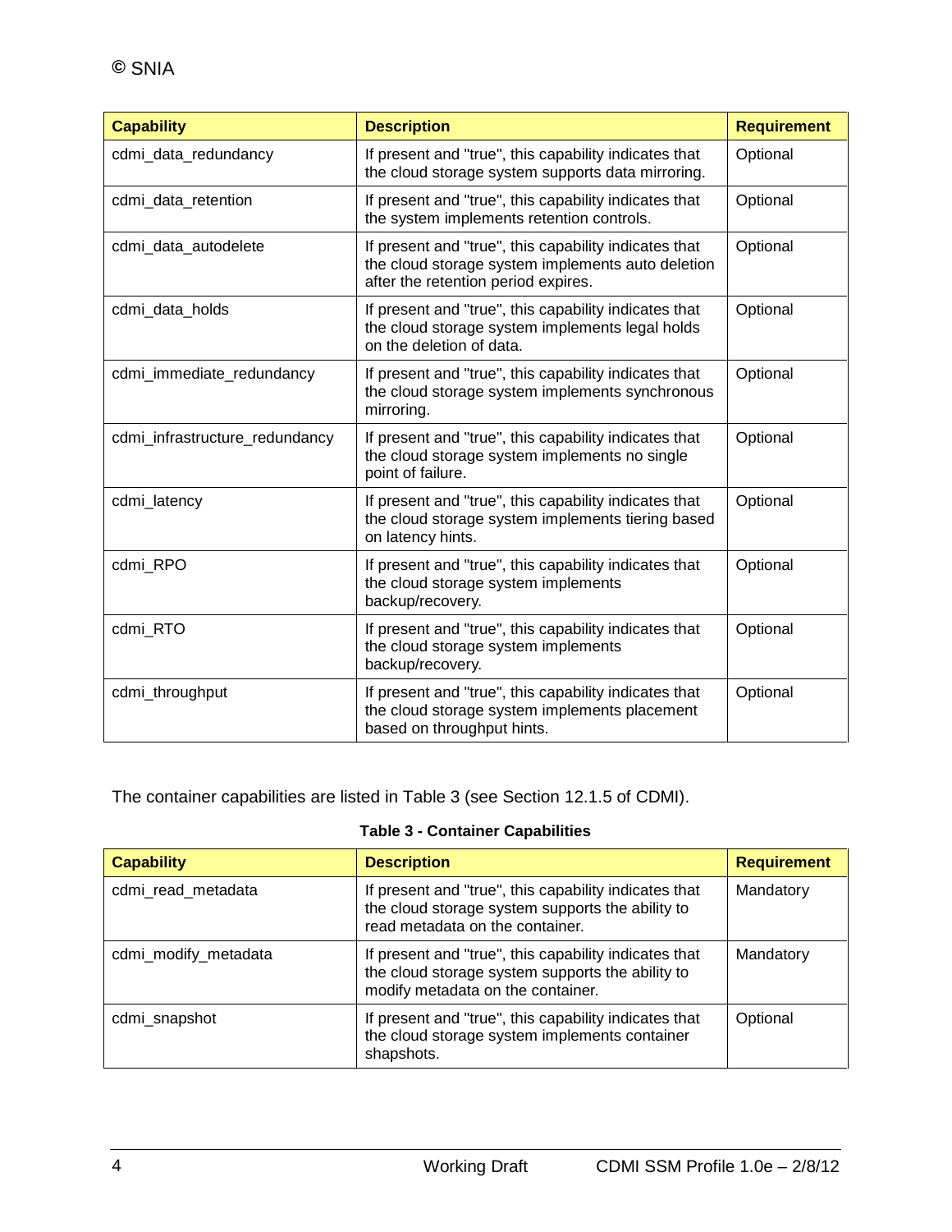| Capability | Description | Requirement |
|---|---|---|
| cdmi_data_redundancy | If present and "true", this capability indicates that the cloud storage system supports data mirroring. | Optional |
| cdmi_data_retention | If present and "true", this capability indicates that the system implements retention controls. | Optional |
| cdmi_data_autodelete | If present and "true", this capability indicates that the cloud storage system implements auto deletion after the retention period expires. | Optional |
| cdmi_data_holds | If present and "true", this capability indicates that the cloud storage system implements legal holds on the deletion of data. | Optional |
| cdmi_immediate_redundancy | If present and "true", this capability indicates that the cloud storage system implements synchronous mirroring. | Optional |
| cdmi_infrastructure_redundancy | If present and "true", this capability indicates that the cloud storage system implements no single point of failure. | Optional |
| cdmi_latency | If present and "true", this capability indicates that the cloud storage system implements tiering based on latency hints. | Optional |
| cdmi_RPO | If present and "true", this capability indicates that the cloud storage system implements backup/recovery. | Optional |
| cdmi_RTO | If present and "true", this capability indicates that the cloud storage system implements backup/recovery. | Optional |
| cdmi_throughput | If present and "true", this capability indicates that the cloud storage system implements placement based on throughput hints. | Optional |

The container capabilities are listed in Table 3 (see Section 12.1.5 of CDMI).

**Table 3 - Container Capabilities**

| Capability | Description | Requirement |
|---|---|---|
| cdmi_read_metadata | If present and "true", this capability indicates that the cloud storage system supports the ability to read metadata on the container. | Mandatory |
| cdmi_modify_metadata | If present and "true", this capability indicates that the cloud storage system supports the ability to modify metadata on the container. | Mandatory |
| cdmi_snapshot | If present and "true", this capability indicates that the cloud storage system implements container shapshots. | Optional |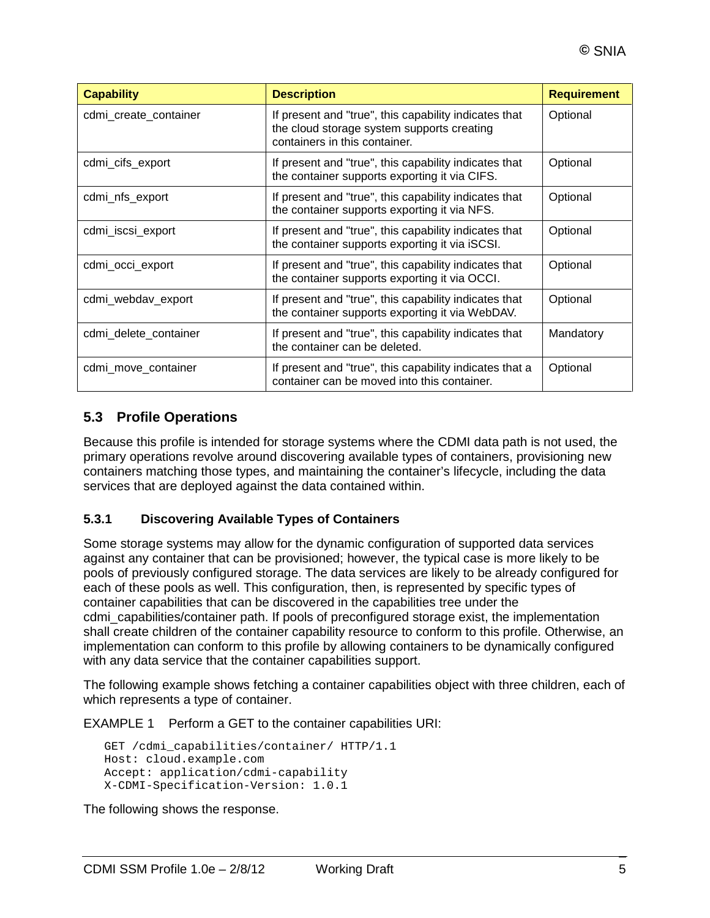| Capability | Description | Requirement |
|---|---|---|
| cdmi_create_container | If present and "true", this capability indicates that the cloud storage system supports creating containers in this container. | Optional |
| cdmi_cifs_export | If present and "true", this capability indicates that the container supports exporting it via CIFS. | Optional |
| cdmi_nfs_export | If present and "true", this capability indicates that the container supports exporting it via NFS. | Optional |
| cdmi_iscsi_export | If present and "true", this capability indicates that the container supports exporting it via iSCSI. | Optional |
| cdmi_occi_export | If present and "true", this capability indicates that the container supports exporting it via OCCI. | Optional |
| cdmi_webdav_export | If present and "true", this capability indicates that the container supports exporting it via WebDAV. | Optional |
| cdmi_delete_container | If present and "true", this capability indicates that the container can be deleted. | Mandatory |
| cdmi_move_container | If present and "true", this capability indicates that a container can be moved into this container. | Optional |

## 5.3 Profile Operations

Because this profile is intended for storage systems where the CDMI data path is not used, the primary operations revolve around discovering available types of containers, provisioning new containers matching those types, and maintaining the container's lifecycle, including the data services that are deployed against the data contained within.

### 5.3.1 Discovering Available Types of Containers

Some storage systems may allow for the dynamic configuration of supported data services against any container that can be provisioned; however, the typical case is more likely to be pools of previously configured storage. The data services are likely to be already configured for each of these pools as well. This configuration, then, is represented by specific types of container capabilities that can be discovered in the capabilities tree under the cdmi_capabilities/container path. If pools of preconfigured storage exist, the implementation shall create children of the container capability resource to conform to this profile. Otherwise, an implementation can conform to this profile by allowing containers to be dynamically configured with any data service that the container capabilities support.

The following example shows fetching a container capabilities object with three children, each of which represents a type of container.

EXAMPLE 1 Perform a GET to the container capabilities URI:

```
GET /cdmi_capabilities/container/ HTTP/1.1
Host: cloud.example.com
Accept: application/cdmi-capability
X-CDMI-Specification-Version: 1.0.1
```

The following shows the response.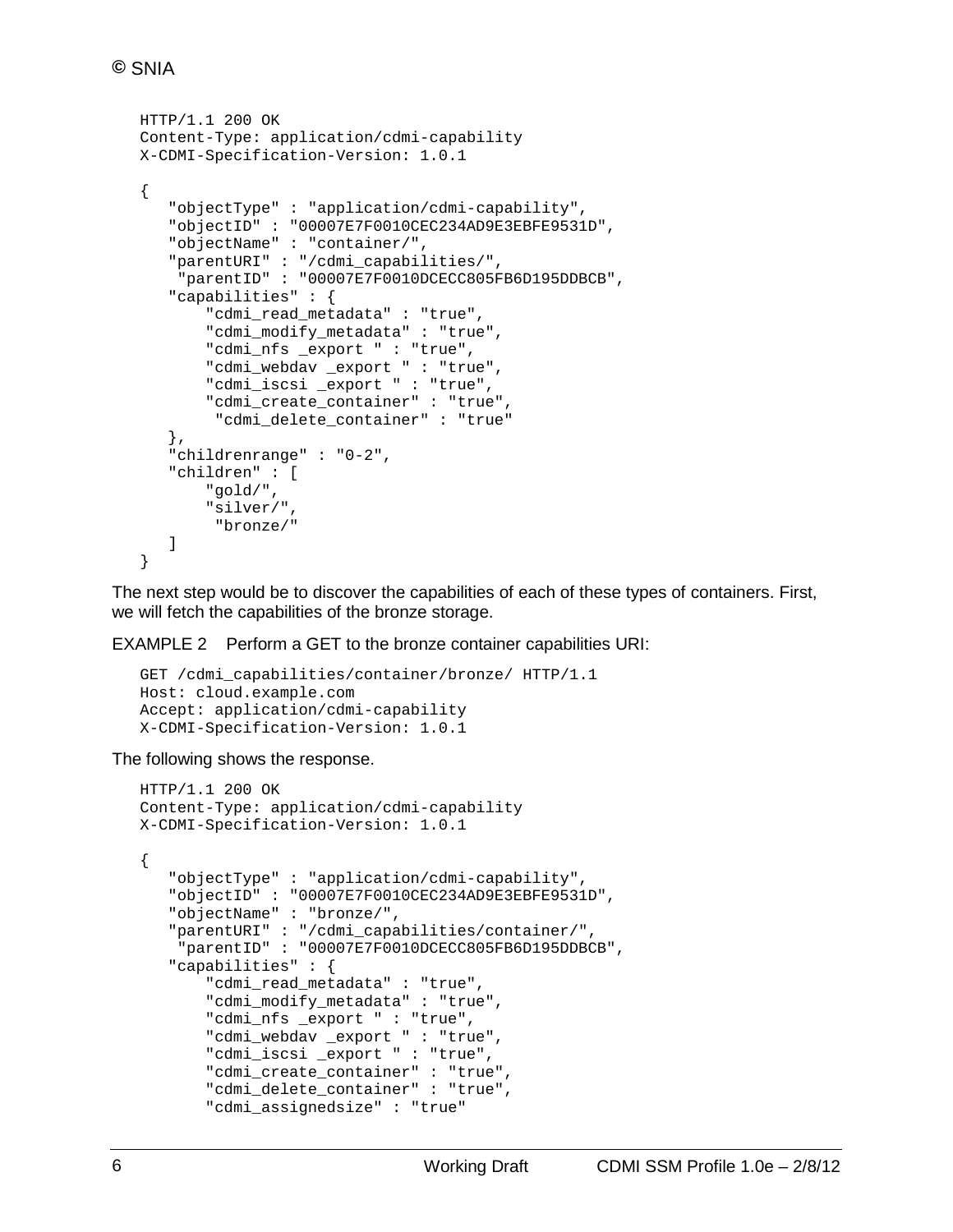```
HTTP/1.1 200 OK
Content-Type: application/cdmi-capability
X-CDMI-Specification-Version: 1.0.1

{
   "objectType" : "application/cdmi-capability",
   "objectID" : "00007E7F0010CEC234AD9E3EBFE9531D",
   "objectName" : "container/",
   "parentURI" : "/cdmi_capabilities/",
    "parentID" : "00007E7F0010DCECC805FB6D195DDBCB",
   "capabilities" : {
       "cdmi_read_metadata" : "true",
       "cdmi_modify_metadata" : "true",
       "cdmi_nfs _export " : "true",
       "cdmi_webdav _export " : "true",
       "cdmi_iscsi _export " : "true",
       "cdmi_create_container" : "true",
        "cdmi_delete_container" : "true"
   },
   "childrenrange" : "0-2",
   "children" : [
       "gold/",
       "silver/",
        "bronze/"
   ]
}
```

The next step would be to discover the capabilities of each of these types of containers. First, we will fetch the capabilities of the bronze storage.

EXAMPLE 2 Perform a GET to the bronze container capabilities URI:

```
GET /cdmi_capabilities/container/bronze/ HTTP/1.1
Host: cloud.example.com
Accept: application/cdmi-capability
X-CDMI-Specification-Version: 1.0.1
```

The following shows the response.

```
HTTP/1.1 200 OK
Content-Type: application/cdmi-capability
X-CDMI-Specification-Version: 1.0.1

{
   "objectType" : "application/cdmi-capability",
   "objectID" : "00007E7F0010CEC234AD9E3EBFE9531D",
   "objectName" : "bronze/",
   "parentURI" : "/cdmi_capabilities/container/",
    "parentID" : "00007E7F0010DCECC805FB6D195DDBCB",
   "capabilities" : {
       "cdmi_read_metadata" : "true",
       "cdmi_modify_metadata" : "true",
       "cdmi_nfs _export " : "true",
       "cdmi_webdav _export " : "true",
       "cdmi_iscsi _export " : "true",
       "cdmi_create_container" : "true",
       "cdmi_delete_container" : "true",
       "cdmi_assignedsize" : "true"
```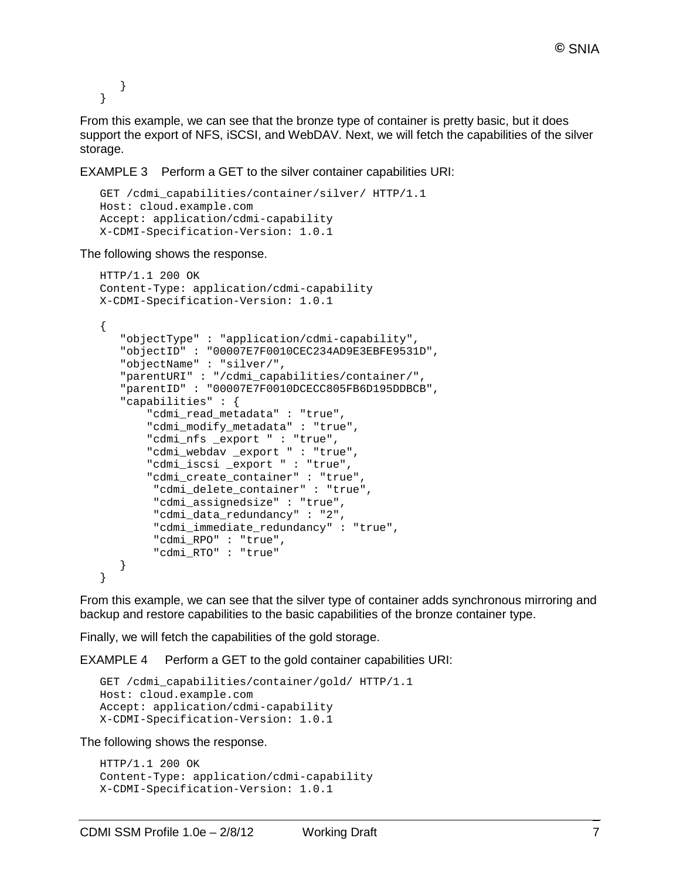```
    }
}
```

From this example, we can see that the bronze type of container is pretty basic, but it does support the export of NFS, iSCSI, and WebDAV. Next, we will fetch the capabilities of the silver storage.

EXAMPLE 3 Perform a GET to the silver container capabilities URI:

```
GET /cdmi_capabilities/container/silver/ HTTP/1.1
Host: cloud.example.com
Accept: application/cdmi-capability
X-CDMI-Specification-Version: 1.0.1
```

The following shows the response.

```
HTTP/1.1 200 OK
Content-Type: application/cdmi-capability
X-CDMI-Specification-Version: 1.0.1

{
    "objectType" : "application/cdmi-capability",
    "objectID" : "00007E7F0010CEC234AD9E3EBFE9531D",
    "objectName" : "silver/",
    "parentURI" : "/cdmi_capabilities/container/",
    "parentID" : "00007E7F0010DCECC805FB6D195DDBCB",
    "capabilities" : {
        "cdmi_read_metadata" : "true",
        "cdmi_modify_metadata" : "true",
        "cdmi_nfs _export " : "true",
        "cdmi_webdav _export " : "true",
        "cdmi_iscsi _export " : "true",
        "cdmi_create_container" : "true",
         "cdmi_delete_container" : "true",
         "cdmi_assignedsize" : "true",
         "cdmi_data_redundancy" : "2",
         "cdmi_immediate_redundancy" : "true",
         "cdmi_RPO" : "true",
         "cdmi_RTO" : "true"
    }
}
```

From this example, we can see that the silver type of container adds synchronous mirroring and backup and restore capabilities to the basic capabilities of the bronze container type.

Finally, we will fetch the capabilities of the gold storage.

EXAMPLE 4 Perform a GET to the gold container capabilities URI:

```
GET /cdmi_capabilities/container/gold/ HTTP/1.1
Host: cloud.example.com
Accept: application/cdmi-capability
X-CDMI-Specification-Version: 1.0.1
```

The following shows the response.

```
HTTP/1.1 200 OK
Content-Type: application/cdmi-capability
X-CDMI-Specification-Version: 1.0.1
```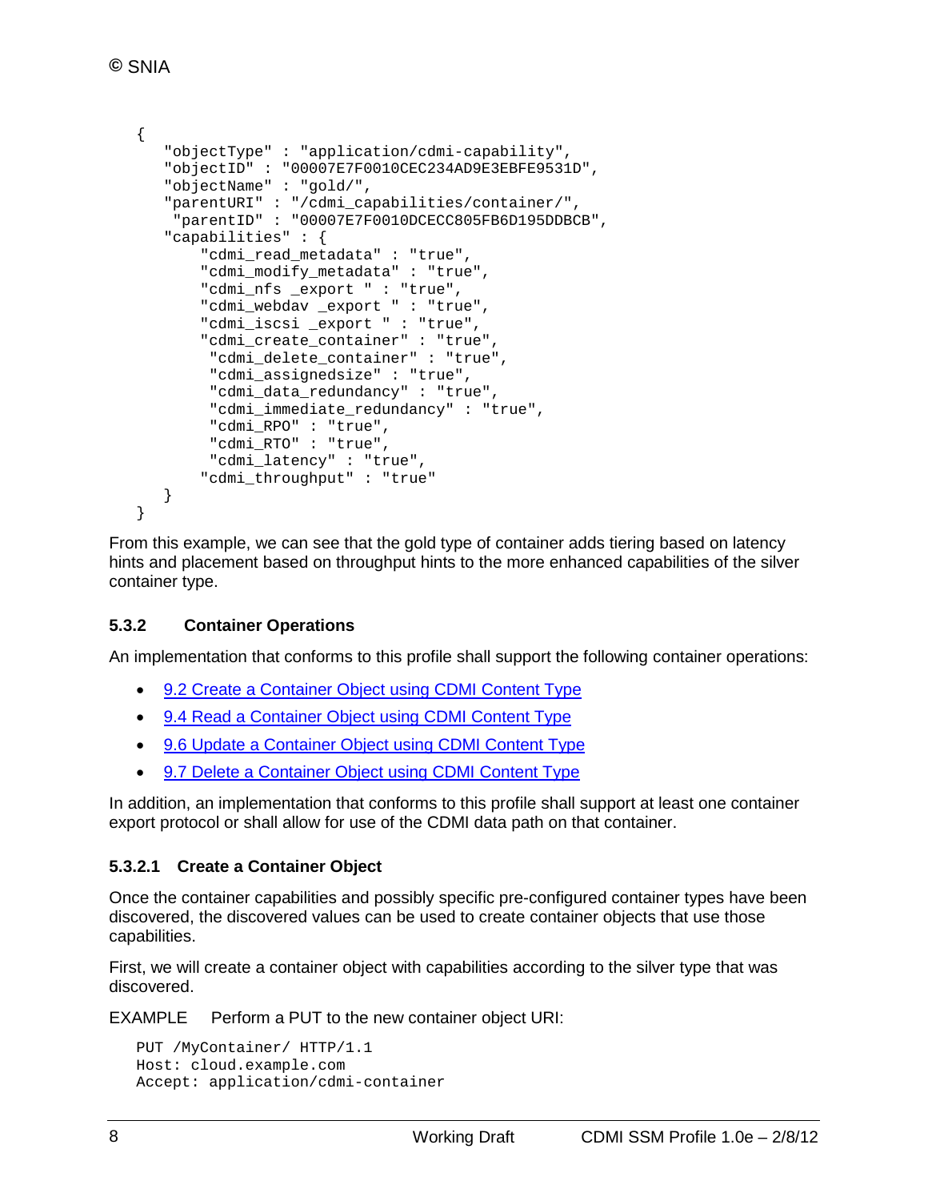```
{
    "objectType" : "application/cdmi-capability",
    "objectID" : "00007E7F0010CEC234AD9E3EBFE9531D",
    "objectName" : "gold/",
    "parentURI" : "/cdmi_capabilities/container/",
     "parentID" : "00007E7F0010DCECC805FB6D195DDBCB",
    "capabilities" : {
        "cdmi_read_metadata" : "true",
        "cdmi_modify_metadata" : "true",
        "cdmi_nfs _export " : "true",
        "cdmi_webdav _export " : "true",
        "cdmi_iscsi _export " : "true",
        "cdmi_create_container" : "true",
         "cdmi_delete_container" : "true",
         "cdmi_assignedsize" : "true",
         "cdmi_data_redundancy" : "true",
         "cdmi_immediate_redundancy" : "true",
         "cdmi_RPO" : "true",
         "cdmi_RTO" : "true",
         "cdmi_latency" : "true",
        "cdmi_throughput" : "true"
    }
}
```

From this example, we can see that the gold type of container adds tiering based on latency hints and placement based on throughput hints to the more enhanced capabilities of the silver container type.

### 5.3.2 Container Operations

An implementation that conforms to this profile shall support the following container operations:

- 9.2 Create a Container Object using CDMI Content Type
- 9.4 Read a Container Object using CDMI Content Type
- 9.6 Update a Container Object using CDMI Content Type
- 9.7 Delete a Container Object using CDMI Content Type

In addition, an implementation that conforms to this profile shall support at least one container export protocol or shall allow for use of the CDMI data path on that container.

#### 5.3.2.1 Create a Container Object

Once the container capabilities and possibly specific pre-configured container types have been discovered, the discovered values can be used to create container objects that use those capabilities.

First, we will create a container object with capabilities according to the silver type that was discovered.

EXAMPLE Perform a PUT to the new container object URI:

```
PUT /MyContainer/ HTTP/1.1
Host: cloud.example.com
Accept: application/cdmi-container
```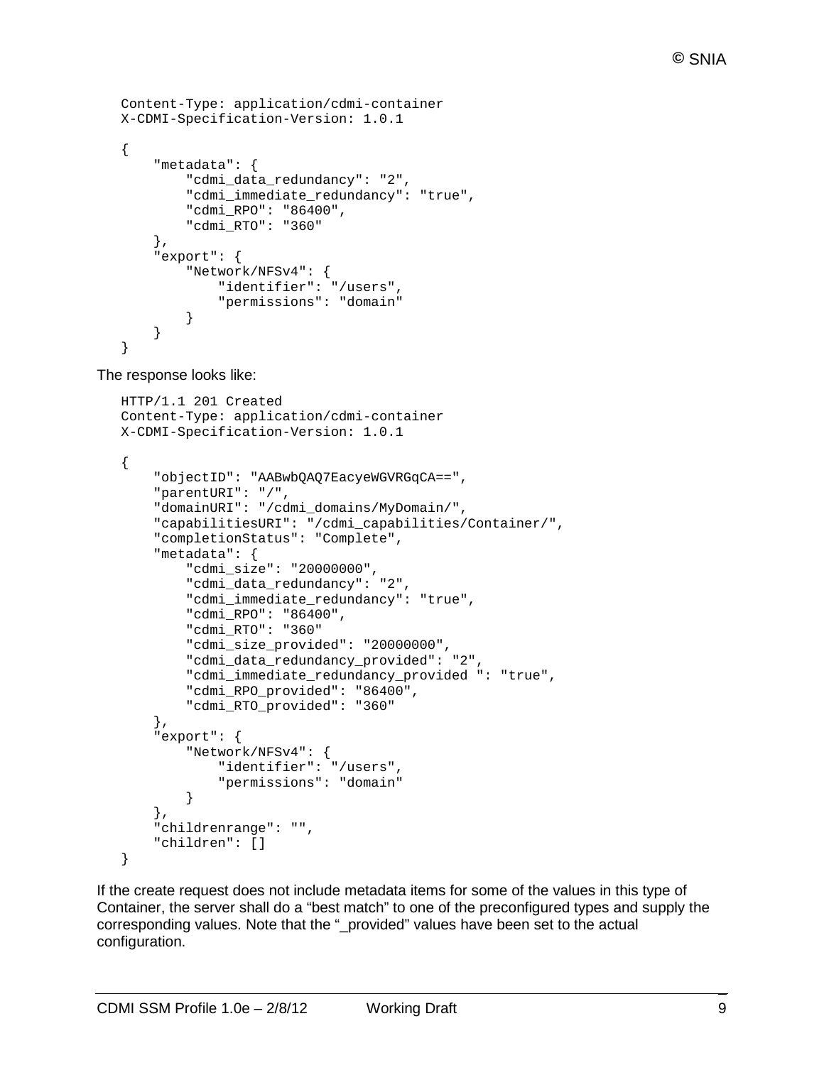```
Content-Type: application/cdmi-container
X-CDMI-Specification-Version: 1.0.1

{
    "metadata": {
        "cdmi_data_redundancy": "2",
        "cdmi_immediate_redundancy": "true",
        "cdmi_RPO": "86400",
        "cdmi_RTO": "360"
    },
    "export": {
        "Network/NFSv4": {
            "identifier": "/users",
            "permissions": "domain"
        }
    }
}
```

The response looks like:

```
HTTP/1.1 201 Created
Content-Type: application/cdmi-container
X-CDMI-Specification-Version: 1.0.1

{
    "objectID": "AABwbQAQ7EacyeWGVRGqCA==",
    "parentURI": "/",
    "domainURI": "/cdmi_domains/MyDomain/",
    "capabilitiesURI": "/cdmi_capabilities/Container/",
    "completionStatus": "Complete",
    "metadata": {
        "cdmi_size": "20000000",
        "cdmi_data_redundancy": "2",
        "cdmi_immediate_redundancy": "true",
        "cdmi_RPO": "86400",
        "cdmi_RTO": "360"
        "cdmi_size_provided": "20000000",
        "cdmi_data_redundancy_provided": "2",
        "cdmi_immediate_redundancy_provided ": "true",
        "cdmi_RPO_provided": "86400",
        "cdmi_RTO_provided": "360"
    },
    "export": {
        "Network/NFSv4": {
            "identifier": "/users",
            "permissions": "domain"
        }
    },
    "childrenrange": "",
    "children": []
}
```

If the create request does not include metadata items for some of the values in this type of Container, the server shall do a "best match" to one of the preconfigured types and supply the corresponding values. Note that the "_provided" values have been set to the actual configuration.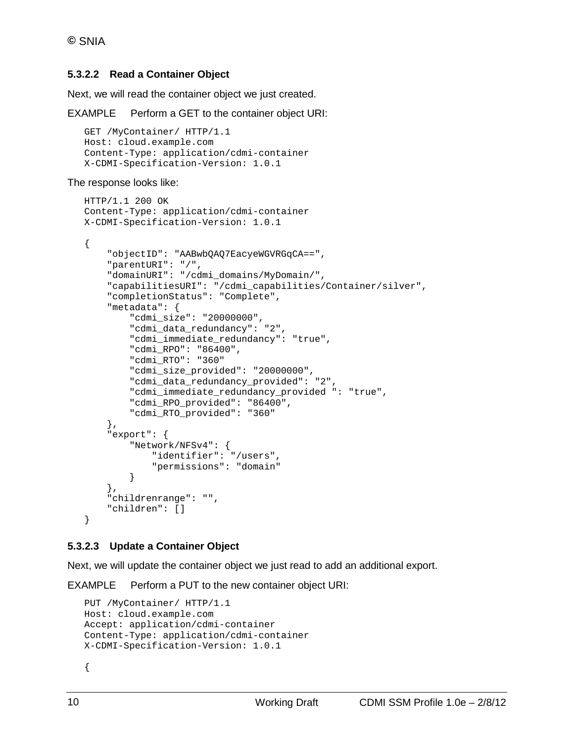#### 5.3.2.2 Read a Container Object

Next, we will read the container object we just created.

EXAMPLE Perform a GET to the container object URI:

```
GET /MyContainer/ HTTP/1.1
Host: cloud.example.com
Content-Type: application/cdmi-container
X-CDMI-Specification-Version: 1.0.1
```

The response looks like:

```
HTTP/1.1 200 OK
Content-Type: application/cdmi-container
X-CDMI-Specification-Version: 1.0.1

{
    "objectID": "AABwbQAQ7EacyeWGVRGqCA==",
    "parentURI": "/",
    "domainURI": "/cdmi_domains/MyDomain/",
    "capabilitiesURI": "/cdmi_capabilities/Container/silver",
    "completionStatus": "Complete",
    "metadata": {
        "cdmi_size": "20000000",
        "cdmi_data_redundancy": "2",
        "cdmi_immediate_redundancy": "true",
        "cdmi_RPO": "86400",
        "cdmi_RTO": "360"
        "cdmi_size_provided": "20000000",
        "cdmi_data_redundancy_provided": "2",
        "cdmi_immediate_redundancy_provided ": "true",
        "cdmi_RPO_provided": "86400",
        "cdmi_RTO_provided": "360"
    },
    "export": {
        "Network/NFSv4": {
            "identifier": "/users",
            "permissions": "domain"
        }
    },
    "childrenrange": "",
    "children": []
}
```

#### 5.3.2.3 Update a Container Object

Next, we will update the container object we just read to add an additional export.

EXAMPLE Perform a PUT to the new container object URI:

```
PUT /MyContainer/ HTTP/1.1
Host: cloud.example.com
Accept: application/cdmi-container
Content-Type: application/cdmi-container
X-CDMI-Specification-Version: 1.0.1

{
```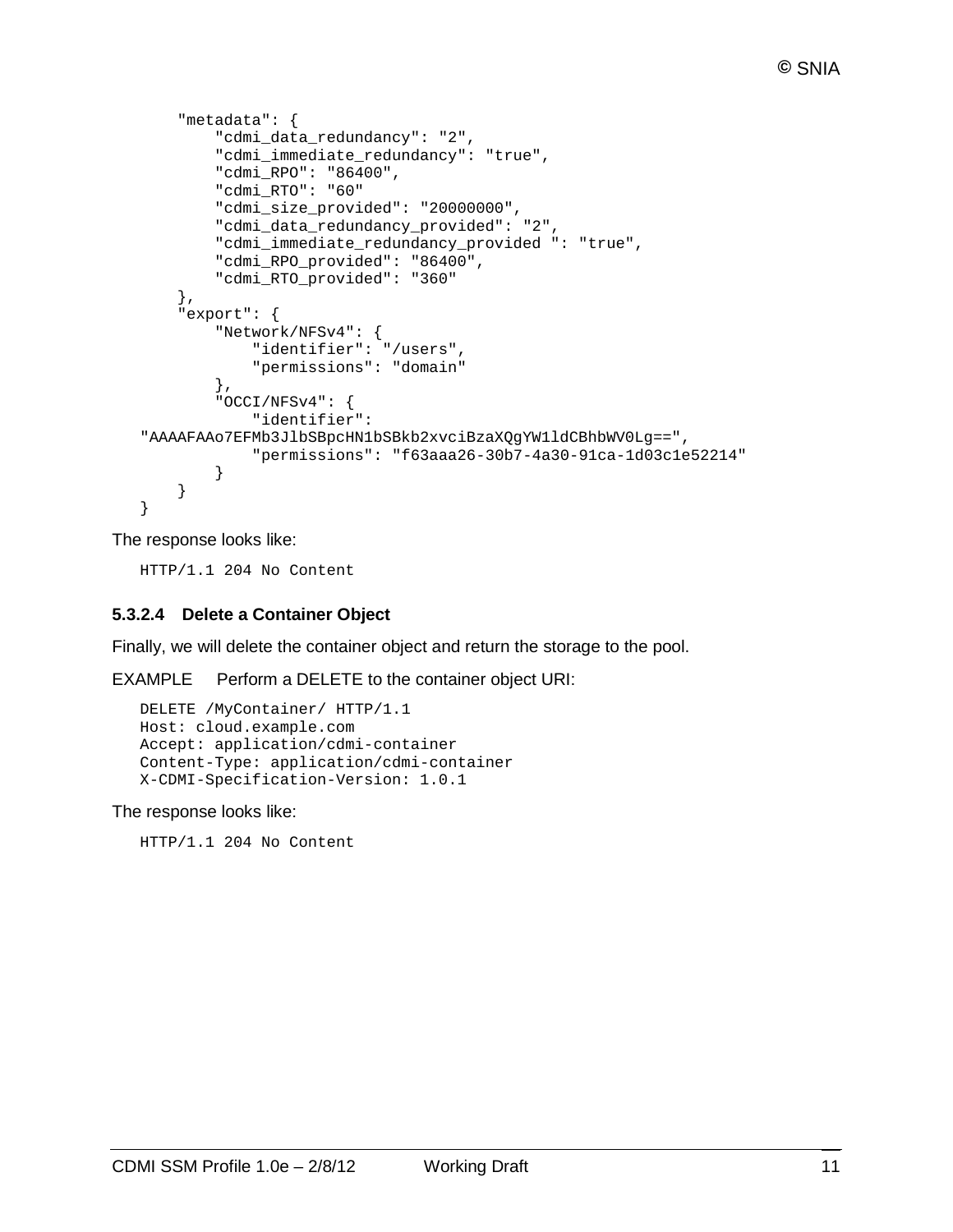```
    "metadata": {
        "cdmi_data_redundancy": "2",
        "cdmi_immediate_redundancy": "true",
        "cdmi_RPO": "86400",
        "cdmi_RTO": "60"
        "cdmi_size_provided": "20000000",
        "cdmi_data_redundancy_provided": "2",
        "cdmi_immediate_redundancy_provided ": "true",
        "cdmi_RPO_provided": "86400",
        "cdmi_RTO_provided": "360"
    },
    "export": {
        "Network/NFSv4": {
            "identifier": "/users",
            "permissions": "domain"
        },
        "OCCI/NFSv4": {
            "identifier":
"AAAAFAAo7EFMb3JlbSBpcHN1bSBkb2xvciBzaXQgYW1ldCBhbWV0Lg==",
            "permissions": "f63aaa26-30b7-4a30-91ca-1d03c1e52214"
        }
    }
}
```

The response looks like:

```
HTTP/1.1 204 No Content
```

#### 5.3.2.4 Delete a Container Object

Finally, we will delete the container object and return the storage to the pool.

EXAMPLE Perform a DELETE to the container object URI:

```
DELETE /MyContainer/ HTTP/1.1
Host: cloud.example.com
Accept: application/cdmi-container
Content-Type: application/cdmi-container
X-CDMI-Specification-Version: 1.0.1
```

The response looks like:

```
HTTP/1.1 204 No Content
```